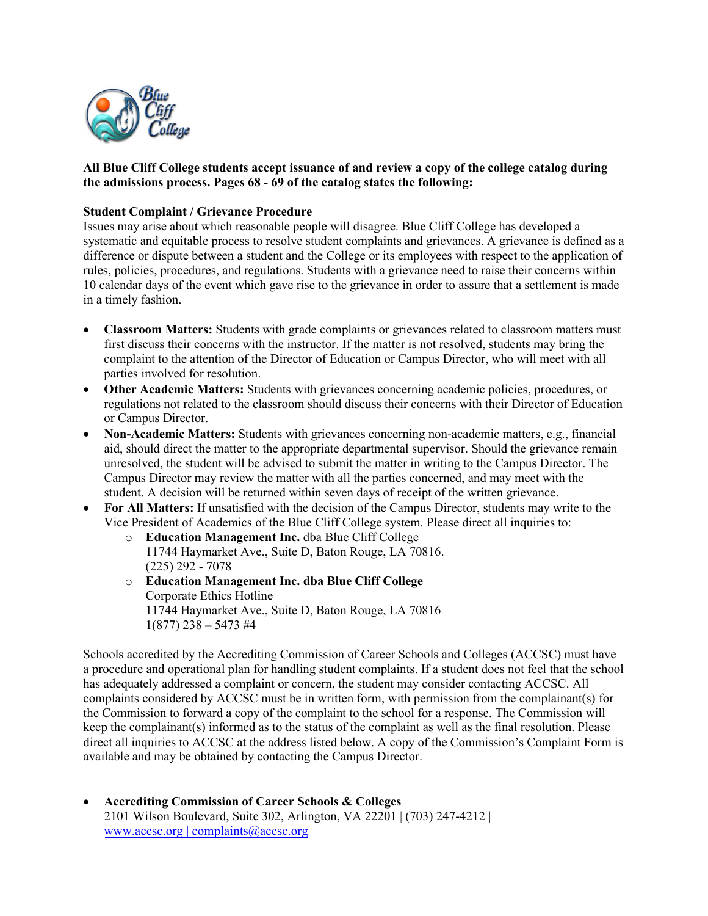**All Blue Cliff College students accept issuance of and review a copy of the college catalog during the admissions process. Pages 68 - 69 of the catalog states the following:**

**Student Complaint / Grievance Procedure**

Issues may arise about which reasonable people will disagree. Blue Cliff College has developed a systematic and equitable process to resolve student complaints and grievances. A grievance is defined as a difference or dispute between a student and the College or its employees with respect to the application of rules, policies, procedures, and regulations. Students with a grievance need to raise their concerns within 10 calendar days of the event which gave rise to the grievance in order to assure that a settlement is made in a timely fashion.

- **Classroom Matters:** Students with grade complaints or grievances related to classroom matters must first discuss their concerns with the instructor. If the matter is not resolved, students may bring the complaint to the attention of the Director of Education or Campus Director, who will meet with all parties involved for resolution.
- **Other Academic Matters:** Students with grievances concerning academic policies, procedures, or regulations not related to the classroom should discuss their concerns with their Director of Education or Campus Director.
- **Non-Academic Matters:** Students with grievances concerning non-academic matters, e.g., financial aid, should direct the matter to the appropriate departmental supervisor. Should the grievance remain unresolved, the student will be advised to submit the matter in writing to the Campus Director. The Campus Director may review the matter with all the parties concerned, and may meet with the student. A decision will be returned within seven days of receipt of the written grievance.
- **For All Matters:** If unsatisfied with the decision of the Campus Director, students may write to the Vice President of Academics of the Blue Cliff College system. Please direct all inquiries to:
  - **Education Management Inc.** dba Blue Cliff College
    11744 Haymarket Ave., Suite D, Baton Rouge, LA 70816.
    (225) 292 - 7078
  - **Education Management Inc. dba Blue Cliff College**
    Corporate Ethics Hotline
    11744 Haymarket Ave., Suite D, Baton Rouge, LA 70816
    1(877) 238 – 5473 #4

Schools accredited by the Accrediting Commission of Career Schools and Colleges (ACCSC) must have a procedure and operational plan for handling student complaints. If a student does not feel that the school has adequately addressed a complaint or concern, the student may consider contacting ACCSC. All complaints considered by ACCSC must be in written form, with permission from the complainant(s) for the Commission to forward a copy of the complaint to the school for a response. The Commission will keep the complainant(s) informed as to the status of the complaint as well as the final resolution. Please direct all inquiries to ACCSC at the address listed below. A copy of the Commission's Complaint Form is available and may be obtained by contacting the Campus Director.

- **Accrediting Commission of Career Schools & Colleges**
  2101 Wilson Boulevard, Suite 302, Arlington, VA 22201 | (703) 247-4212 |
  www.accsc.org | complaints@accsc.org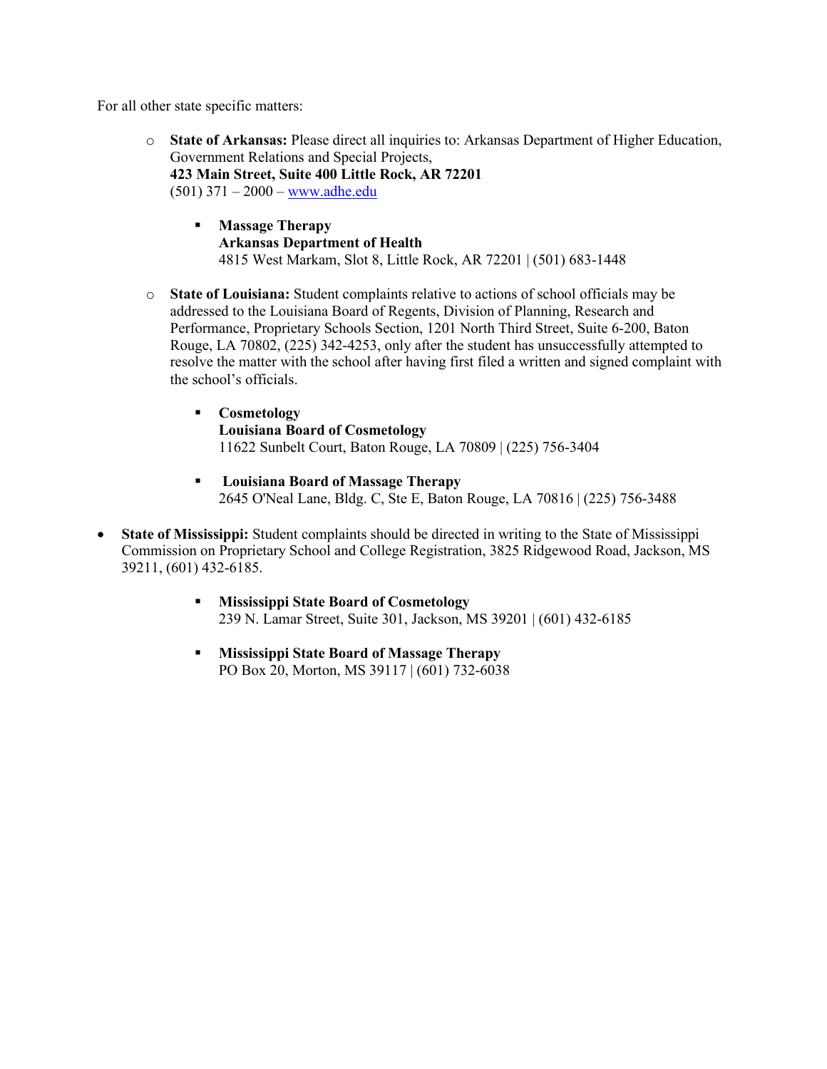For all other state specific matters:

- **State of Arkansas:** Please direct all inquiries to: Arkansas Department of Higher Education, Government Relations and Special Projects,
  **423 Main Street, Suite 400 Little Rock, AR 72201**
  (501) 371 – 2000 – [www.adhe.edu](http://www.adhe.edu)

  - **Massage Therapy**
    **Arkansas Department of Health**
    4815 West Markam, Slot 8, Little Rock, AR 72201 | (501) 683-1448

- **State of Louisiana:** Student complaints relative to actions of school officials may be addressed to the Louisiana Board of Regents, Division of Planning, Research and Performance, Proprietary Schools Section, 1201 North Third Street, Suite 6-200, Baton Rouge, LA 70802, (225) 342-4253, only after the student has unsuccessfully attempted to resolve the matter with the school after having first filed a written and signed complaint with the school's officials.

  - **Cosmetology**
    **Louisiana Board of Cosmetology**
    11622 Sunbelt Court, Baton Rouge, LA 70809 | (225) 756-3404

  - **Louisiana Board of Massage Therapy**
    2645 O'Neal Lane, Bldg. C, Ste E, Baton Rouge, LA 70816 | (225) 756-3488

- **State of Mississippi:** Student complaints should be directed in writing to the State of Mississippi Commission on Proprietary School and College Registration, 3825 Ridgewood Road, Jackson, MS 39211, (601) 432-6185.

  - **Mississippi State Board of Cosmetology**
    239 N. Lamar Street, Suite 301, Jackson, MS 39201 | (601) 432-6185

  - **Mississippi State Board of Massage Therapy**
    PO Box 20, Morton, MS 39117 | (601) 732-6038